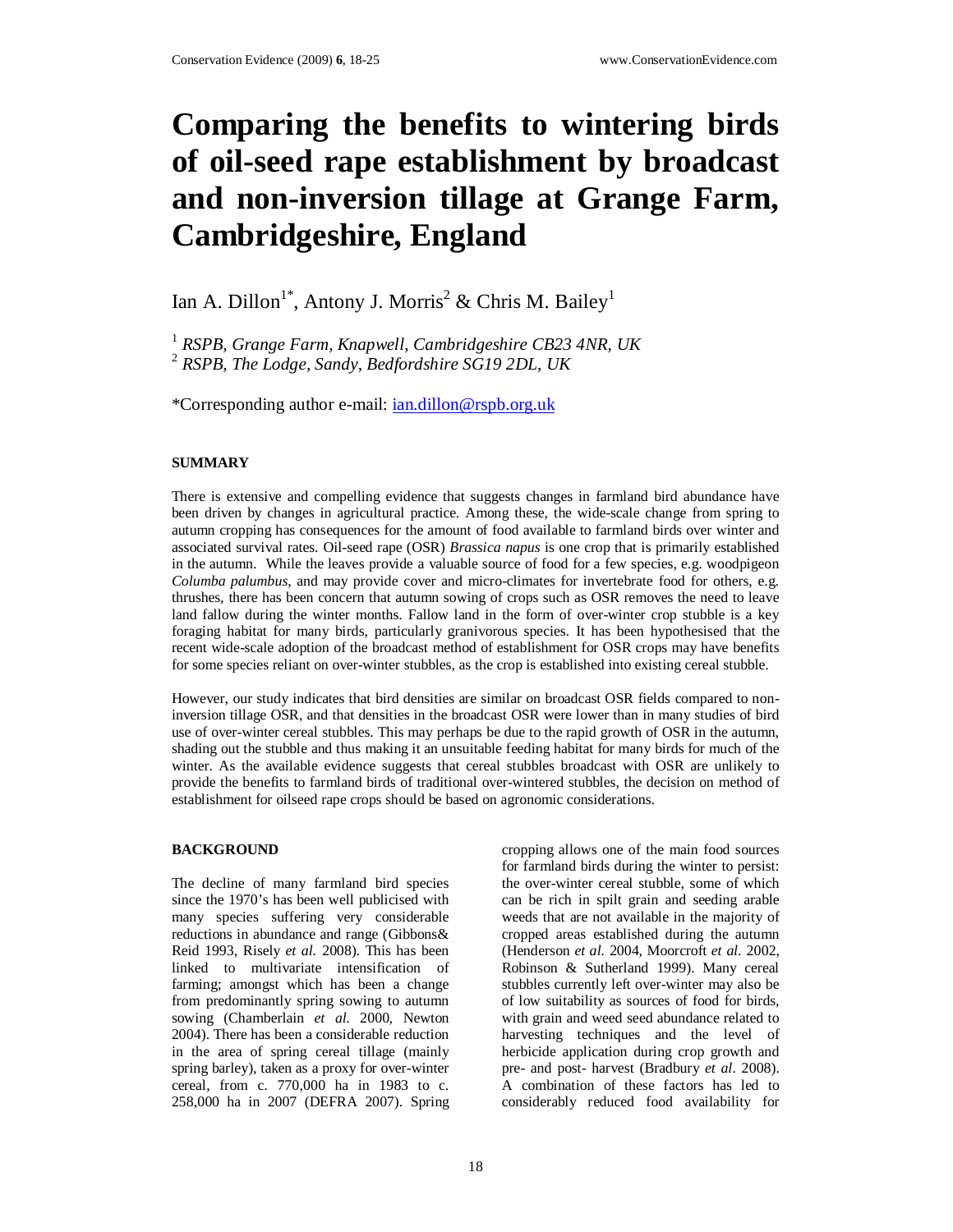# Comparing the benefits to wintering birds of oil-seed rape establishment by broadcast and non-inversion tillage at Grange Farm, Cambridgeshire, England

Ian A. Dillon[1*], Antony J. Morris[2] & Chris M. Bailey[1]

[1] *RSPB, Grange Farm, Knapwell, Cambridgeshire CB23 4NR, UK*
[2] *RSPB, The Lodge, Sandy, Bedfordshire SG19 2DL, UK*

*Corresponding author e-mail: ian.dillon@rspb.org.uk

## SUMMARY

There is extensive and compelling evidence that suggests changes in farmland bird abundance have been driven by changes in agricultural practice. Among these, the wide-scale change from spring to autumn cropping has consequences for the amount of food available to farmland birds over winter and associated survival rates. Oil-seed rape (OSR) *Brassica napus* is one crop that is primarily established in the autumn. While the leaves provide a valuable source of food for a few species, e.g. woodpigeon *Columba palumbus*, and may provide cover and micro-climates for invertebrate food for others, e.g. thrushes, there has been concern that autumn sowing of crops such as OSR removes the need to leave land fallow during the winter months. Fallow land in the form of over-winter crop stubble is a key foraging habitat for many birds, particularly granivorous species. It has been hypothesised that the recent wide-scale adoption of the broadcast method of establishment for OSR crops may have benefits for some species reliant on over-winter stubbles, as the crop is established into existing cereal stubble.

However, our study indicates that bird densities are similar on broadcast OSR fields compared to non-inversion tillage OSR, and that densities in the broadcast OSR were lower than in many studies of bird use of over-winter cereal stubbles. This may perhaps be due to the rapid growth of OSR in the autumn, shading out the stubble and thus making it an unsuitable feeding habitat for many birds for much of the winter. As the available evidence suggests that cereal stubbles broadcast with OSR are unlikely to provide the benefits to farmland birds of traditional over-wintered stubbles, the decision on method of establishment for oilseed rape crops should be based on agronomic considerations.

## BACKGROUND

The decline of many farmland bird species since the 1970's has been well publicised with many species suffering very considerable reductions in abundance and range (Gibbons& Reid 1993, Risely *et al.* 2008). This has been linked to multivariate intensification of farming; amongst which has been a change from predominantly spring sowing to autumn sowing (Chamberlain *et al.* 2000, Newton 2004). There has been a considerable reduction in the area of spring cereal tillage (mainly spring barley), taken as a proxy for over-winter cereal, from c. 770,000 ha in 1983 to c. 258,000 ha in 2007 (DEFRA 2007). Spring cropping allows one of the main food sources for farmland birds during the winter to persist: the over-winter cereal stubble, some of which can be rich in spilt grain and seeding arable weeds that are not available in the majority of cropped areas established during the autumn (Henderson *et al.* 2004, Moorcroft *et al.* 2002, Robinson & Sutherland 1999). Many cereal stubbles currently left over-winter may also be of low suitability as sources of food for birds, with grain and weed seed abundance related to harvesting techniques and the level of herbicide application during crop growth and pre- and post- harvest (Bradbury *et al.* 2008). A combination of these factors has led to considerably reduced food availability for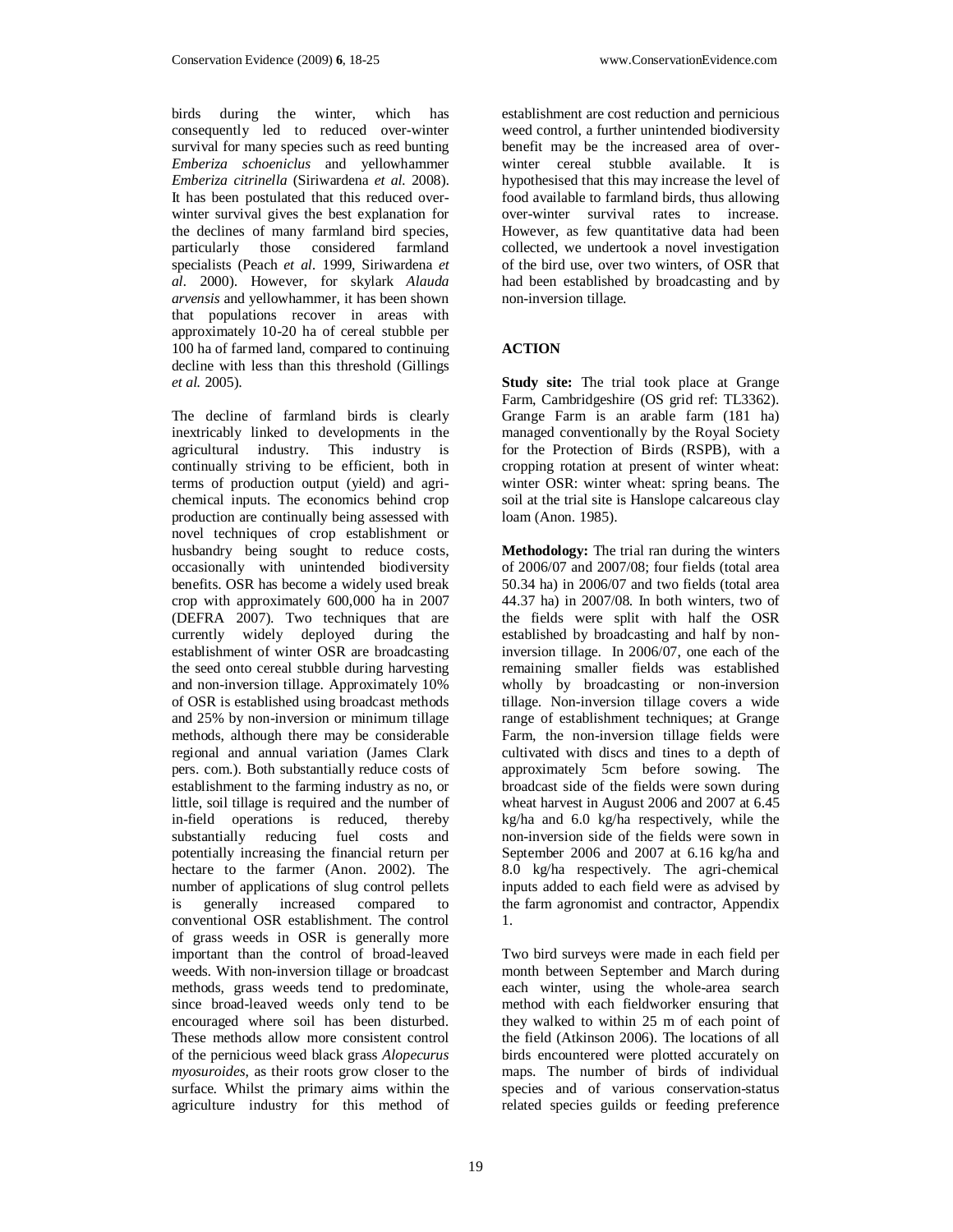birds during the winter, which has consequently led to reduced over-winter survival for many species such as reed bunting *Emberiza schoeniclus* and yellowhammer *Emberiza citrinella* (Siriwardena *et al.* 2008). It has been postulated that this reduced over-winter survival gives the best explanation for the declines of many farmland bird species, particularly those considered farmland specialists (Peach *et al*. 1999, Siriwardena *et al*. 2000). However, for skylark *Alauda arvensis* and yellowhammer, it has been shown that populations recover in areas with approximately 10-20 ha of cereal stubble per 100 ha of farmed land, compared to continuing decline with less than this threshold (Gillings *et al.* 2005).

The decline of farmland birds is clearly inextricably linked to developments in the agricultural industry. This industry is continually striving to be efficient, both in terms of production output (yield) and agri-chemical inputs. The economics behind crop production are continually being assessed with novel techniques of crop establishment or husbandry being sought to reduce costs, occasionally with unintended biodiversity benefits. OSR has become a widely used break crop with approximately 600,000 ha in 2007 (DEFRA 2007). Two techniques that are currently widely deployed during the establishment of winter OSR are broadcasting the seed onto cereal stubble during harvesting and non-inversion tillage. Approximately 10% of OSR is established using broadcast methods and 25% by non-inversion or minimum tillage methods, although there may be considerable regional and annual variation (James Clark pers. com.). Both substantially reduce costs of establishment to the farming industry as no, or little, soil tillage is required and the number of in-field operations is reduced, thereby substantially reducing fuel costs and potentially increasing the financial return per hectare to the farmer (Anon. 2002). The number of applications of slug control pellets is generally increased compared to conventional OSR establishment. The control of grass weeds in OSR is generally more important than the control of broad-leaved weeds. With non-inversion tillage or broadcast methods, grass weeds tend to predominate, since broad-leaved weeds only tend to be encouraged where soil has been disturbed. These methods allow more consistent control of the pernicious weed black grass *Alopecurus myosuroides*, as their roots grow closer to the surface. Whilst the primary aims within the agriculture industry for this method of establishment are cost reduction and pernicious weed control, a further unintended biodiversity benefit may be the increased area of over-winter cereal stubble available. It is hypothesised that this may increase the level of food available to farmland birds, thus allowing over-winter survival rates to increase. However, as few quantitative data had been collected, we undertook a novel investigation of the bird use, over two winters, of OSR that had been established by broadcasting and by non-inversion tillage.

## ACTION

**Study site:** The trial took place at Grange Farm, Cambridgeshire (OS grid ref: TL3362). Grange Farm is an arable farm (181 ha) managed conventionally by the Royal Society for the Protection of Birds (RSPB), with a cropping rotation at present of winter wheat: winter OSR: winter wheat: spring beans. The soil at the trial site is Hanslope calcareous clay loam (Anon. 1985).

**Methodology:** The trial ran during the winters of 2006/07 and 2007/08; four fields (total area 50.34 ha) in 2006/07 and two fields (total area 44.37 ha) in 2007/08. In both winters, two of the fields were split with half the OSR established by broadcasting and half by non-inversion tillage. In 2006/07, one each of the remaining smaller fields was established wholly by broadcasting or non-inversion tillage. Non-inversion tillage covers a wide range of establishment techniques; at Grange Farm, the non-inversion tillage fields were cultivated with discs and tines to a depth of approximately 5cm before sowing. The broadcast side of the fields were sown during wheat harvest in August 2006 and 2007 at 6.45 kg/ha and 6.0 kg/ha respectively, while the non-inversion side of the fields were sown in September 2006 and 2007 at 6.16 kg/ha and 8.0 kg/ha respectively. The agri-chemical inputs added to each field were as advised by the farm agronomist and contractor, Appendix 1.

Two bird surveys were made in each field per month between September and March during each winter, using the whole-area search method with each fieldworker ensuring that they walked to within 25 m of each point of the field (Atkinson 2006). The locations of all birds encountered were plotted accurately on maps. The number of birds of individual species and of various conservation-status related species guilds or feeding preference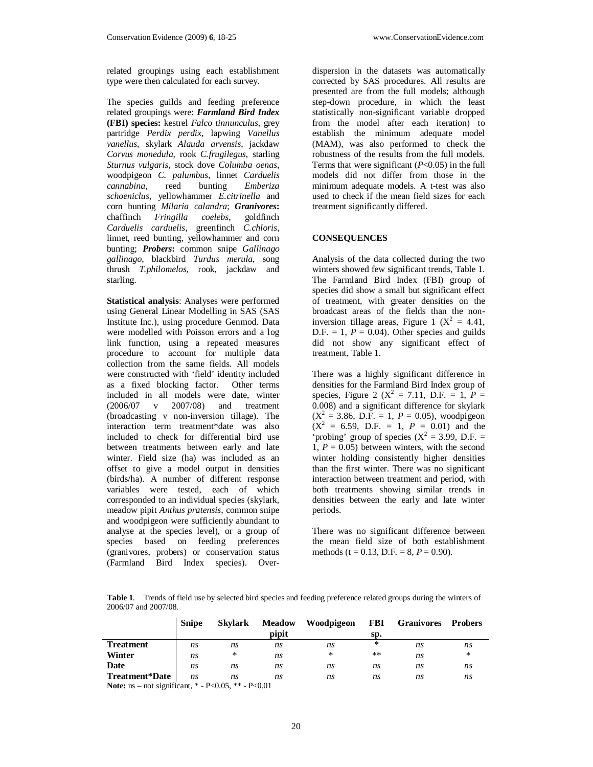related groupings using each establishment type were then calculated for each survey.

The species guilds and feeding preference related groupings were: ***Farmland Bird Index* (FBI) species:** kestrel *Falco tinnunculus*, grey partridge *Perdix perdix*, lapwing *Vanellus vanellus*, skylark *Alauda arvensis*, jackdaw *Corvus monedula*, rook *C.frugilegus*, starling *Sturnus vulgaris*, stock dove *Columba oenas*, woodpigeon *C. palumbus*, linnet *Carduelis cannabina*, reed bunting *Emberiza schoeniclus*, yellowhammer *E.citrinella* and corn bunting *Milaria calandra*; ***Granivores*:** chaffinch *Fringilla coelebs*, goldfinch *Carduelis carduelis*, greenfinch *C.chloris*, linnet, reed bunting, yellowhammer and corn bunting; ***Probers*:** common snipe *Gallinago gallinago*, blackbird *Turdus merula*, song thrush *T.philomelos*, rook, jackdaw and starling.

**Statistical analysis**: Analyses were performed using General Linear Modelling in SAS (SAS Institute Inc.), using procedure Genmod. Data were modelled with Poisson errors and a log link function, using a repeated measures procedure to account for multiple data collection from the same fields. All models were constructed with 'field' identity included as a fixed blocking factor. Other terms included in all models were date, winter (2006/07 v 2007/08) and treatment (broadcasting v non-inversion tillage). The interaction term treatment*date was also included to check for differential bird use between treatments between early and late winter. Field size (ha) was included as an offset to give a model output in densities (birds/ha). A number of different response variables were tested, each of which corresponded to an individual species (skylark, meadow pipit *Anthus pratensis*, common snipe and woodpigeon were sufficiently abundant to analyse at the species level), or a group of species based on feeding preferences (granivores, probers) or conservation status (Farmland Bird Index species). Over-dispersion in the datasets was automatically corrected by SAS procedures. All results are presented are from the full models; although step-down procedure, in which the least statistically non-significant variable dropped from the model after each iteration) to establish the minimum adequate model (MAM), was also performed to check the robustness of the results from the full models. Terms that were significant ($P$<0.05) in the full models did not differ from those in the minimum adequate models. A t-test was also used to check if the mean field sizes for each treatment significantly differed.

## CONSEQUENCES

Analysis of the data collected during the two winters showed few significant trends, Table 1. The Farmland Bird Index (FBI) group of species did show a small but significant effect of treatment, with greater densities on the broadcast areas of the fields than the non-inversion tillage areas, Figure 1 ($X^2$ = 4.41, D.F. = 1, $P$ = 0.04). Other species and guilds did not show any significant effect of treatment, Table 1.

There was a highly significant difference in densities for the Farmland Bird Index group of species, Figure 2 ($X^2$ = 7.11, D.F. = 1, $P$ = 0.008) and a significant difference for skylark ($X^2$ = 3.86, D.F. = 1, $P$ = 0.05), woodpigeon ($X^2$ = 6.59, D.F. = 1, $P$ = 0.01) and the 'probing' group of species ($X^2$ = 3.99, D.F. = 1, $P$ = 0.05) between winters, with the second winter holding consistently higher densities than the first winter. There was no significant interaction between treatment and period, with both treatments showing similar trends in densities between the early and late winter periods.

There was no significant difference between the mean field size of both establishment methods (t = 0.13, D.F. = 8, $P$ = 0.90).

**Table 1**. Trends of field use by selected bird species and feeding preference related groups during the winters of 2006/07 and 2007/08.

| | Snipe | Skylark | Meadow pipit | Woodpigeon | FBI sp. | Granivores | Probers |
|---|---|---|---|---|---|---|---|
| **Treatment** | *ns* | *ns* | *ns* | *ns* | * | *ns* | *ns* |
| **Winter** | *ns* | * | *ns* | * | ** | *ns* | * |
| **Date** | *ns* | *ns* | *ns* | *ns* | *ns* | *ns* | *ns* |
| **Treatment*Date** | *ns* | *ns* | *ns* | *ns* | *ns* | *ns* | *ns* |

**Note:** ns – not significant, * - P<0.05, ** - P<0.01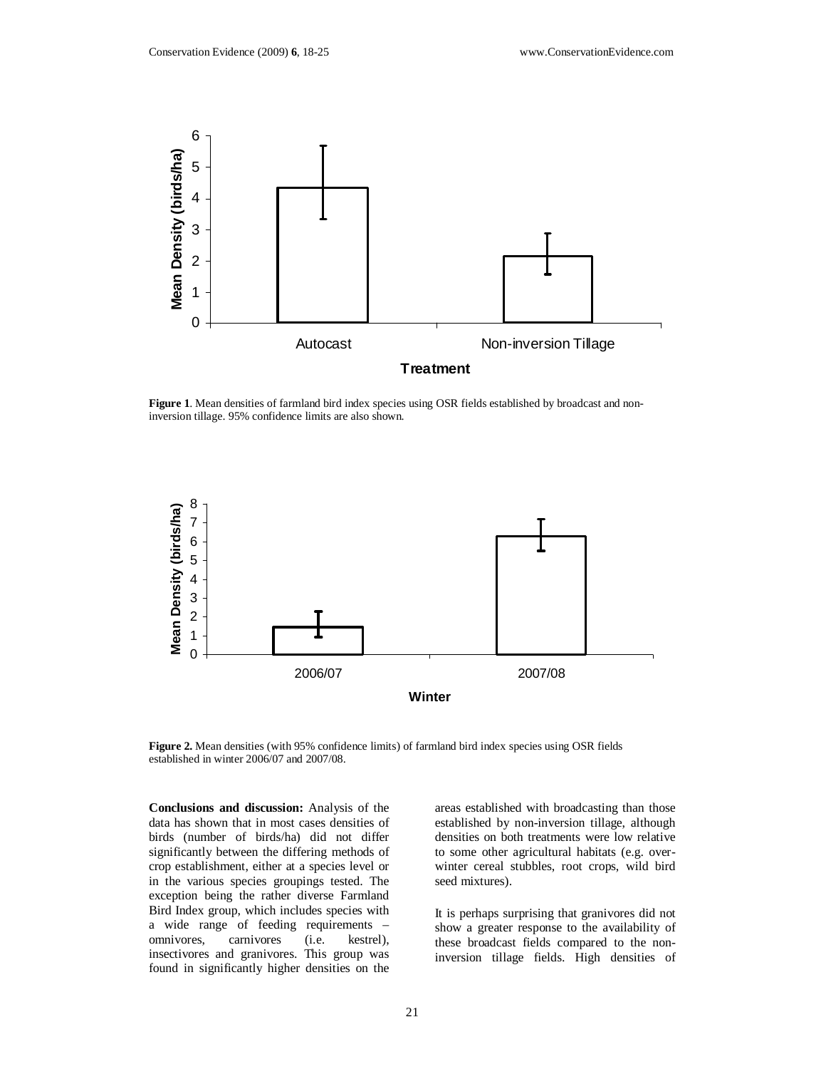**Figure 1**. Mean densities of farmland bird index species using OSR fields established by broadcast and non-inversion tillage. 95% confidence limits are also shown.

**Figure 2.** Mean densities (with 95% confidence limits) of farmland bird index species using OSR fields established in winter 2006/07 and 2007/08.

**Conclusions and discussion:** Analysis of the data has shown that in most cases densities of birds (number of birds/ha) did not differ significantly between the differing methods of crop establishment, either at a species level or in the various species groupings tested. The exception being the rather diverse Farmland Bird Index group, which includes species with a wide range of feeding requirements – omnivores, carnivores (i.e. kestrel), insectivores and granivores. This group was found in significantly higher densities on the areas established with broadcasting than those established by non-inversion tillage, although densities on both treatments were low relative to some other agricultural habitats (e.g. over-winter cereal stubbles, root crops, wild bird seed mixtures).

It is perhaps surprising that granivores did not show a greater response to the availability of these broadcast fields compared to the non-inversion tillage fields. High densities of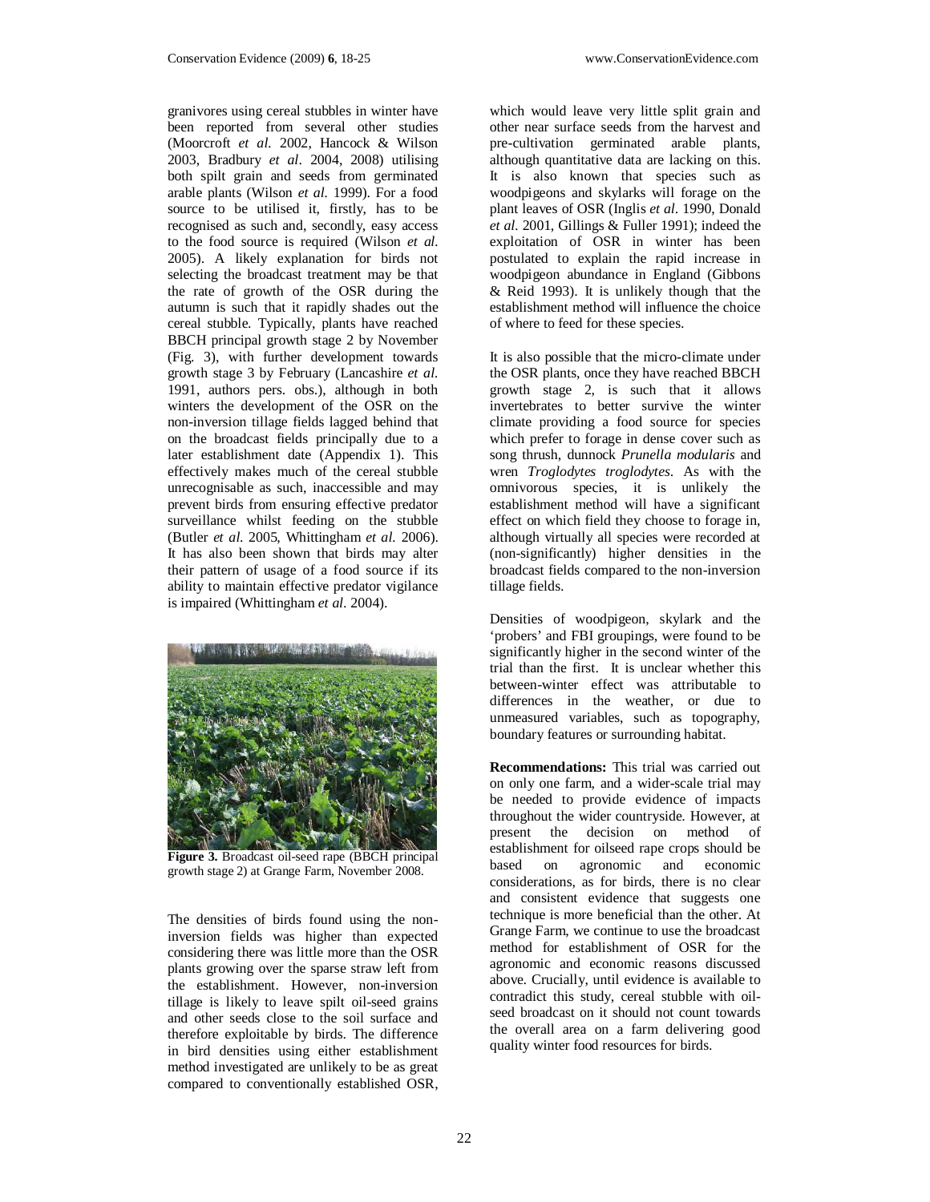granivores using cereal stubbles in winter have been reported from several other studies (Moorcroft *et al.* 2002, Hancock & Wilson 2003, Bradbury *et al*. 2004, 2008) utilising both spilt grain and seeds from germinated arable plants (Wilson *et al.* 1999). For a food source to be utilised it, firstly, has to be recognised as such and, secondly, easy access to the food source is required (Wilson *et al.* 2005). A likely explanation for birds not selecting the broadcast treatment may be that the rate of growth of the OSR during the autumn is such that it rapidly shades out the cereal stubble. Typically, plants have reached BBCH principal growth stage 2 by November (Fig. 3), with further development towards growth stage 3 by February (Lancashire *et al.* 1991, authors pers. obs.), although in both winters the development of the OSR on the non-inversion tillage fields lagged behind that on the broadcast fields principally due to a later establishment date (Appendix 1). This effectively makes much of the cereal stubble unrecognisable as such, inaccessible and may prevent birds from ensuring effective predator surveillance whilst feeding on the stubble (Butler *et al.* 2005, Whittingham *et al.* 2006). It has also been shown that birds may alter their pattern of usage of a food source if its ability to maintain effective predator vigilance is impaired (Whittingham *et al*. 2004).

**Figure 3.** Broadcast oil-seed rape (BBCH principal growth stage 2) at Grange Farm, November 2008.

The densities of birds found using the non-inversion fields was higher than expected considering there was little more than the OSR plants growing over the sparse straw left from the establishment. However, non-inversion tillage is likely to leave spilt oil-seed grains and other seeds close to the soil surface and therefore exploitable by birds. The difference in bird densities using either establishment method investigated are unlikely to be as great compared to conventionally established OSR, which would leave very little split grain and other near surface seeds from the harvest and pre-cultivation germinated arable plants, although quantitative data are lacking on this. It is also known that species such as woodpigeons and skylarks will forage on the plant leaves of OSR (Inglis *et al*. 1990, Donald *et al*. 2001, Gillings & Fuller 1991); indeed the exploitation of OSR in winter has been postulated to explain the rapid increase in woodpigeon abundance in England (Gibbons & Reid 1993). It is unlikely though that the establishment method will influence the choice of where to feed for these species.

It is also possible that the micro-climate under the OSR plants, once they have reached BBCH growth stage 2, is such that it allows invertebrates to better survive the winter climate providing a food source for species which prefer to forage in dense cover such as song thrush, dunnock *Prunella modularis* and wren *Troglodytes troglodytes*. As with the omnivorous species, it is unlikely the establishment method will have a significant effect on which field they choose to forage in, although virtually all species were recorded at (non-significantly) higher densities in the broadcast fields compared to the non-inversion tillage fields.

Densities of woodpigeon, skylark and the 'probers' and FBI groupings, were found to be significantly higher in the second winter of the trial than the first. It is unclear whether this between-winter effect was attributable to differences in the weather, or due to unmeasured variables, such as topography, boundary features or surrounding habitat.

**Recommendations:** This trial was carried out on only one farm, and a wider-scale trial may be needed to provide evidence of impacts throughout the wider countryside. However, at present the decision on method of establishment for oilseed rape crops should be based on agronomic and economic considerations, as for birds, there is no clear and consistent evidence that suggests one technique is more beneficial than the other. At Grange Farm, we continue to use the broadcast method for establishment of OSR for the agronomic and economic reasons discussed above. Crucially, until evidence is available to contradict this study, cereal stubble with oil-seed broadcast on it should not count towards the overall area on a farm delivering good quality winter food resources for birds.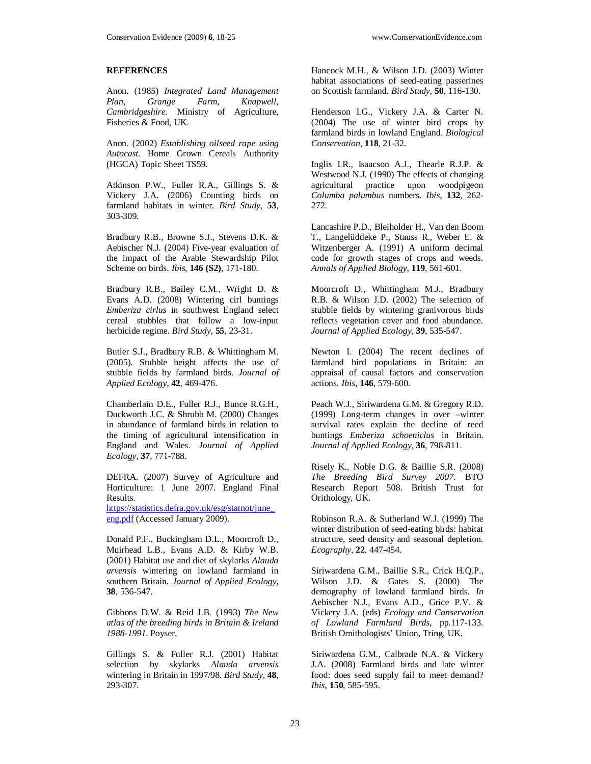## REFERENCES

Anon. (1985) *Integrated Land Management Plan, Grange Farm, Knapwell, Cambridgeshire.* Ministry of Agriculture, Fisheries & Food, UK.

Anon. (2002) *Establishing oilseed rape using Autocast.* Home Grown Cereals Authority (HGCA) Topic Sheet TS59.

Atkinson P.W., Fuller R.A., Gillings S. & Vickery J.A. (2006) Counting birds on farmland habitats in winter. *Bird Study*, **53**, 303-309.

Bradbury R.B., Browne S.J., Stevens D.K. & Aebischer N.J. (2004) Five-year evaluation of the impact of the Arable Stewardship Pilot Scheme on birds. *Ibis*, **146 (S2)**, 171-180.

Bradbury R.B., Bailey C.M., Wright D. & Evans A.D. (2008) Wintering cirl buntings *Emberiza cirlus* in southwest England select cereal stubbles that follow a low-input herbicide regime. *Bird Study*, **55**, 23-31.

Butler S.J., Bradbury R.B. & Whittingham M. (2005). Stubble height affects the use of stubble fields by farmland birds. *Journal of Applied Ecology*, **42**, 469-476.

Chamberlain D.E., Fuller R.J., Bunce R.G.H., Duckworth J.C. & Shrubb M. (2000) Changes in abundance of farmland birds in relation to the timing of agricultural intensification in England and Wales. *Journal of Applied Ecology*, **37**, 771-788.

DEFRA. (2007) Survey of Agriculture and Horticulture: 1 June 2007. England Final Results. https://statistics.defra.gov.uk/esg/statnot/june_eng.pdf (Accessed January 2009).

Donald P.F., Buckingham D.L., Moorcroft D., Muirhead L.B., Evans A.D. & Kirby W.B. (2001) Habitat use and diet of skylarks *Alauda arvensis* wintering on lowland farmland in southern Britain. *Journal of Applied Ecology*, **38**, 536-547.

Gibbons D.W. & Reid J.B. (1993) *The New atlas of the breeding birds in Britain & Ireland 1988-1991*. Poyser.

Gillings S. & Fuller R.J. (2001) Habitat selection by skylarks *Alauda arvensis* wintering in Britain in 1997/98. *Bird Study*, **48**, 293-307.

Hancock M.H., & Wilson J.D. (2003) Winter habitat associations of seed-eating passerines on Scottish farmland. *Bird Study*, **50**, 116-130.

Henderson I.G., Vickery J.A. & Carter N. (2004) The use of winter bird crops by farmland birds in lowland England. *Biological Conservation*, **118**, 21-32.

Inglis I.R., Isaacson A.J., Thearle R.J.P. & Westwood N.J. (1990) The effects of changing agricultural practice upon woodpigeon *Columba palumbus* numbers. *Ibis*, **132**, 262-272.

Lancashire P.D., Bleiholder H., Van den Boom T., Langelüddeke P., Stauss R., Weber E. & Witzenberger A. (1991) A uniform decimal code for growth stages of crops and weeds. *Annals of Applied Biology*, **119**, 561-601.

Moorcroft D., Whittingham M.J., Bradbury R.B. & Wilson J.D. (2002) The selection of stubble fields by wintering granivorous birds reflects vegetation cover and food abundance. *Journal of Applied Ecology*, **39**, 535-547.

Newton I. (2004) The recent declines of farmland bird populations in Britain: an appraisal of causal factors and conservation actions. *Ibis*, **146**, 579-600.

Peach W.J., Siriwardena G.M. & Gregory R.D. (1999) Long-term changes in over –winter survival rates explain the decline of reed buntings *Emberiza schoeniclus* in Britain. *Journal of Applied Ecology*, **36**, 798-811.

Risely K., Noble D.G. & Baillie S.R. (2008) *The Breeding Bird Survey 2007*. BTO Research Report 508. British Trust for Orithology, UK.

Robinson R.A. & Sutherland W.J. (1999) The winter distribution of seed-eating birds: habitat structure, seed density and seasonal depletion. *Ecography*, **22**, 447-454.

Siriwardena G.M., Baillie S.R., Crick H.Q.P., Wilson J.D. & Gates S. (2000) The demography of lowland farmland birds. *In* Aebischer N.J., Evans A.D., Grice P.V. & Vickery J.A. (eds) *Ecology and Conservation of Lowland Farmland Birds*, pp.117-133. British Ornithologists' Union, Tring, UK.

Siriwardena G.M., Calbrade N.A. & Vickery J.A. (2008) Farmland birds and late winter food: does seed supply fail to meet demand? *Ibis*, **150**, 585-595.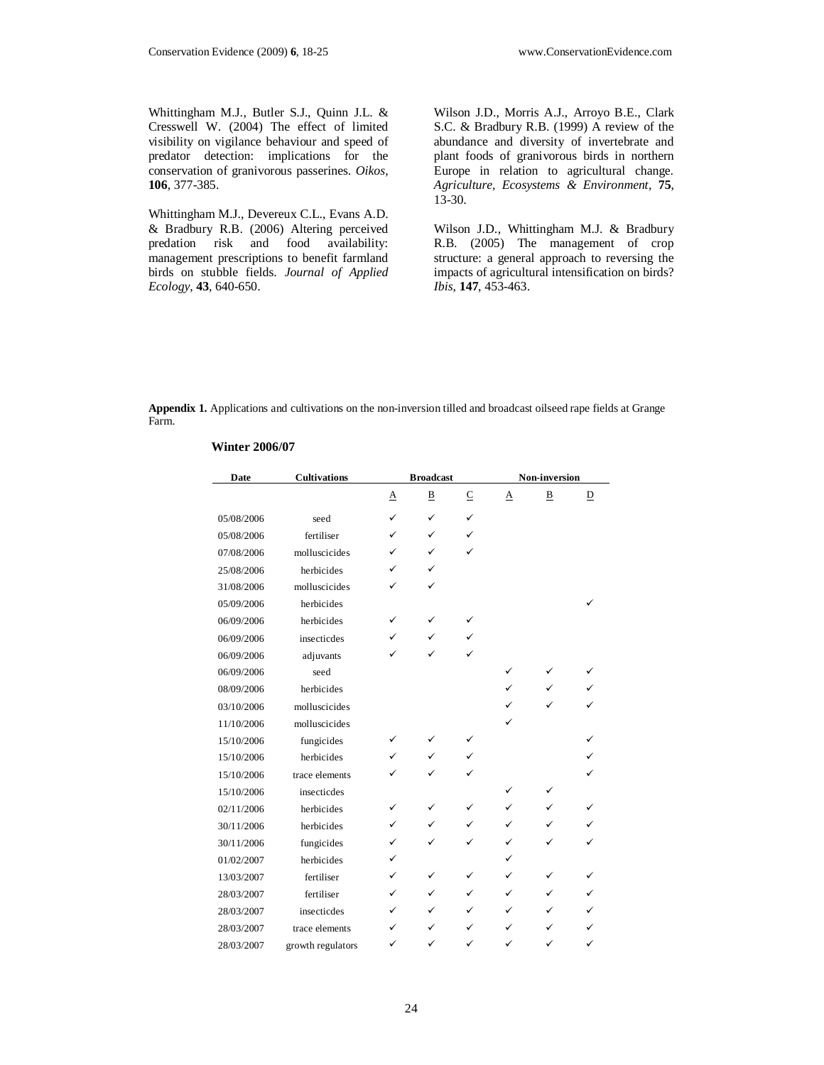Whittingham M.J., Butler S.J., Quinn J.L. & Cresswell W. (2004) The effect of limited visibility on vigilance behaviour and speed of predator detection: implications for the conservation of granivorous passerines. *Oikos*, **106**, 377-385.

Whittingham M.J., Devereux C.L., Evans A.D. & Bradbury R.B. (2006) Altering perceived predation risk and food availability: management prescriptions to benefit farmland birds on stubble fields. *Journal of Applied Ecology*, **43**, 640-650.

Wilson J.D., Morris A.J., Arroyo B.E., Clark S.C. & Bradbury R.B. (1999) A review of the abundance and diversity of invertebrate and plant foods of granivorous birds in northern Europe in relation to agricultural change. *Agriculture, Ecosystems & Environment*, **75**, 13-30.

Wilson J.D., Whittingham M.J. & Bradbury R.B. (2005) The management of crop structure: a general approach to reversing the impacts of agricultural intensification on birds? *Ibis*, **147**, 453-463.

**Appendix 1.** Applications and cultivations on the non-inversion tilled and broadcast oilseed rape fields at Grange Farm.

**Winter 2006/07**

| Date | Cultivations | Broadcast | | | Non-inversion | | |
|---|---|---|---|---|---|---|---|
| | | A | B | C | A | B | D |
| 05/08/2006 | seed | ✓ | ✓ | ✓ | | | |
| 05/08/2006 | fertiliser | ✓ | ✓ | ✓ | | | |
| 07/08/2006 | molluscicides | ✓ | ✓ | ✓ | | | |
| 25/08/2006 | herbicides | ✓ | ✓ | | | | |
| 31/08/2006 | molluscicides | ✓ | ✓ | | | | |
| 05/09/2006 | herbicides | | | | | | ✓ |
| 06/09/2006 | herbicides | ✓ | ✓ | ✓ | | | |
| 06/09/2006 | insecticdes | ✓ | ✓ | ✓ | | | |
| 06/09/2006 | adjuvants | ✓ | ✓ | ✓ | | | |
| 06/09/2006 | seed | | | | ✓ | ✓ | ✓ |
| 08/09/2006 | herbicides | | | | ✓ | ✓ | ✓ |
| 03/10/2006 | molluscicides | | | | ✓ | ✓ | ✓ |
| 11/10/2006 | molluscicides | | | | ✓ | | |
| 15/10/2006 | fungicides | ✓ | ✓ | ✓ | | | ✓ |
| 15/10/2006 | herbicides | ✓ | ✓ | ✓ | | | ✓ |
| 15/10/2006 | trace elements | ✓ | ✓ | ✓ | | | ✓ |
| 15/10/2006 | insecticdes | | | | ✓ | ✓ | |
| 02/11/2006 | herbicides | ✓ | ✓ | ✓ | ✓ | ✓ | ✓ |
| 30/11/2006 | herbicides | ✓ | ✓ | ✓ | ✓ | ✓ | ✓ |
| 30/11/2006 | fungicides | ✓ | ✓ | ✓ | ✓ | ✓ | ✓ |
| 01/02/2007 | herbicides | ✓ | | | ✓ | | |
| 13/03/2007 | fertiliser | ✓ | ✓ | ✓ | ✓ | ✓ | ✓ |
| 28/03/2007 | fertiliser | ✓ | ✓ | ✓ | ✓ | ✓ | ✓ |
| 28/03/2007 | insecticdes | ✓ | ✓ | ✓ | ✓ | ✓ | ✓ |
| 28/03/2007 | trace elements | ✓ | ✓ | ✓ | ✓ | ✓ | ✓ |
| 28/03/2007 | growth regulators | ✓ | ✓ | ✓ | ✓ | ✓ | ✓ |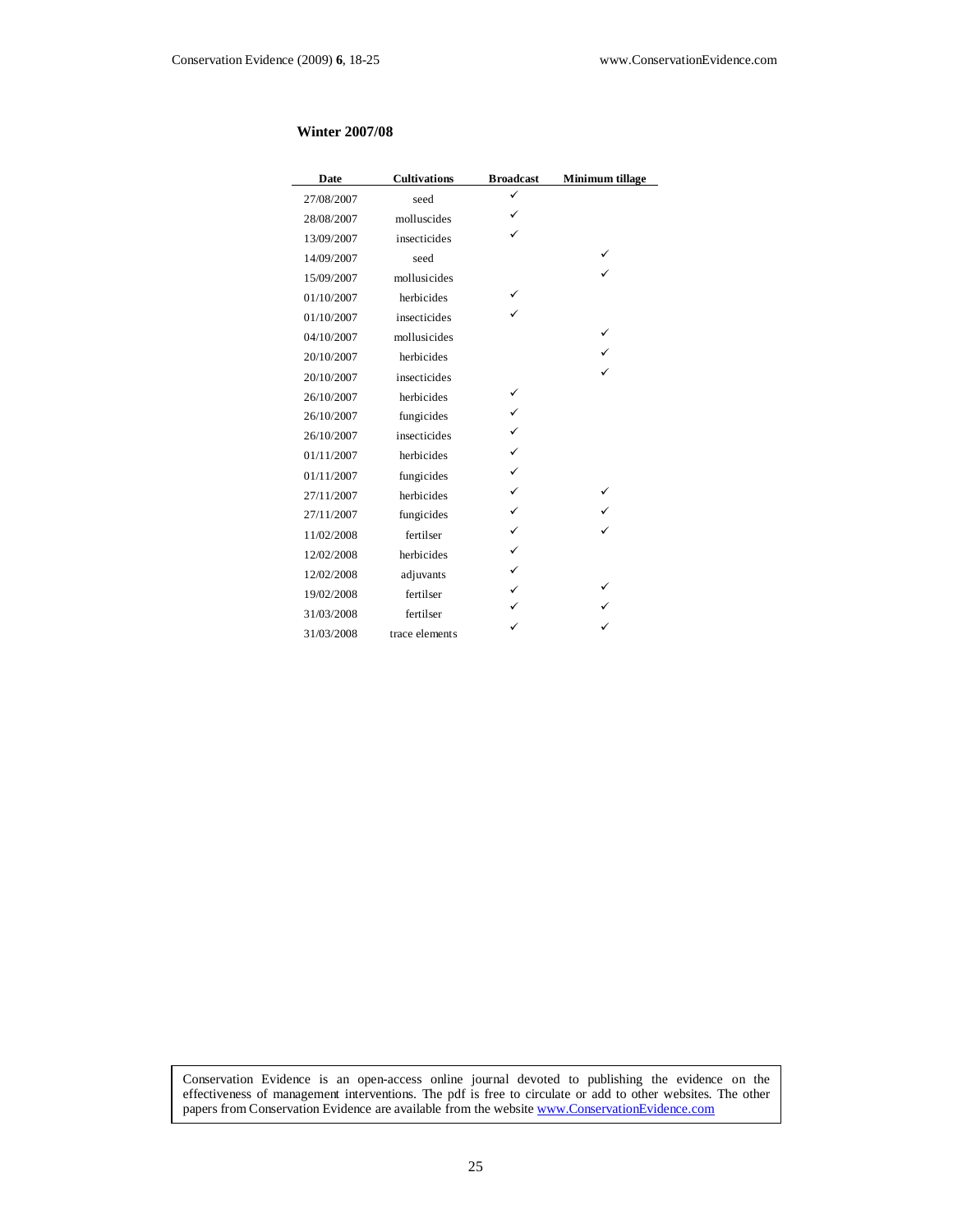**Winter 2007/08**

| Date | Cultivations | Broadcast | Minimum tillage |
|---|---|---|---|
| 27/08/2007 | seed | ✓ | |
| 28/08/2007 | molluscides | ✓ | |
| 13/09/2007 | insecticides | ✓ | |
| 14/09/2007 | seed | | ✓ |
| 15/09/2007 | mollusicides | | ✓ |
| 01/10/2007 | herbicides | ✓ | |
| 01/10/2007 | insecticides | ✓ | |
| 04/10/2007 | mollusicides | | ✓ |
| 20/10/2007 | herbicides | | ✓ |
| 20/10/2007 | insecticides | | ✓ |
| 26/10/2007 | herbicides | ✓ | |
| 26/10/2007 | fungicides | ✓ | |
| 26/10/2007 | insecticides | ✓ | |
| 01/11/2007 | herbicides | ✓ | |
| 01/11/2007 | fungicides | ✓ | |
| 27/11/2007 | herbicides | ✓ | ✓ |
| 27/11/2007 | fungicides | ✓ | ✓ |
| 11/02/2008 | fertilser | ✓ | ✓ |
| 12/02/2008 | herbicides | ✓ | |
| 12/02/2008 | adjuvants | ✓ | |
| 19/02/2008 | fertilser | ✓ | ✓ |
| 31/03/2008 | fertilser | ✓ | ✓ |
| 31/03/2008 | trace elements | ✓ | ✓ |

Conservation Evidence is an open-access online journal devoted to publishing the evidence on the effectiveness of management interventions. The pdf is free to circulate or add to other websites. The other papers from Conservation Evidence are available from the website www.ConservationEvidence.com